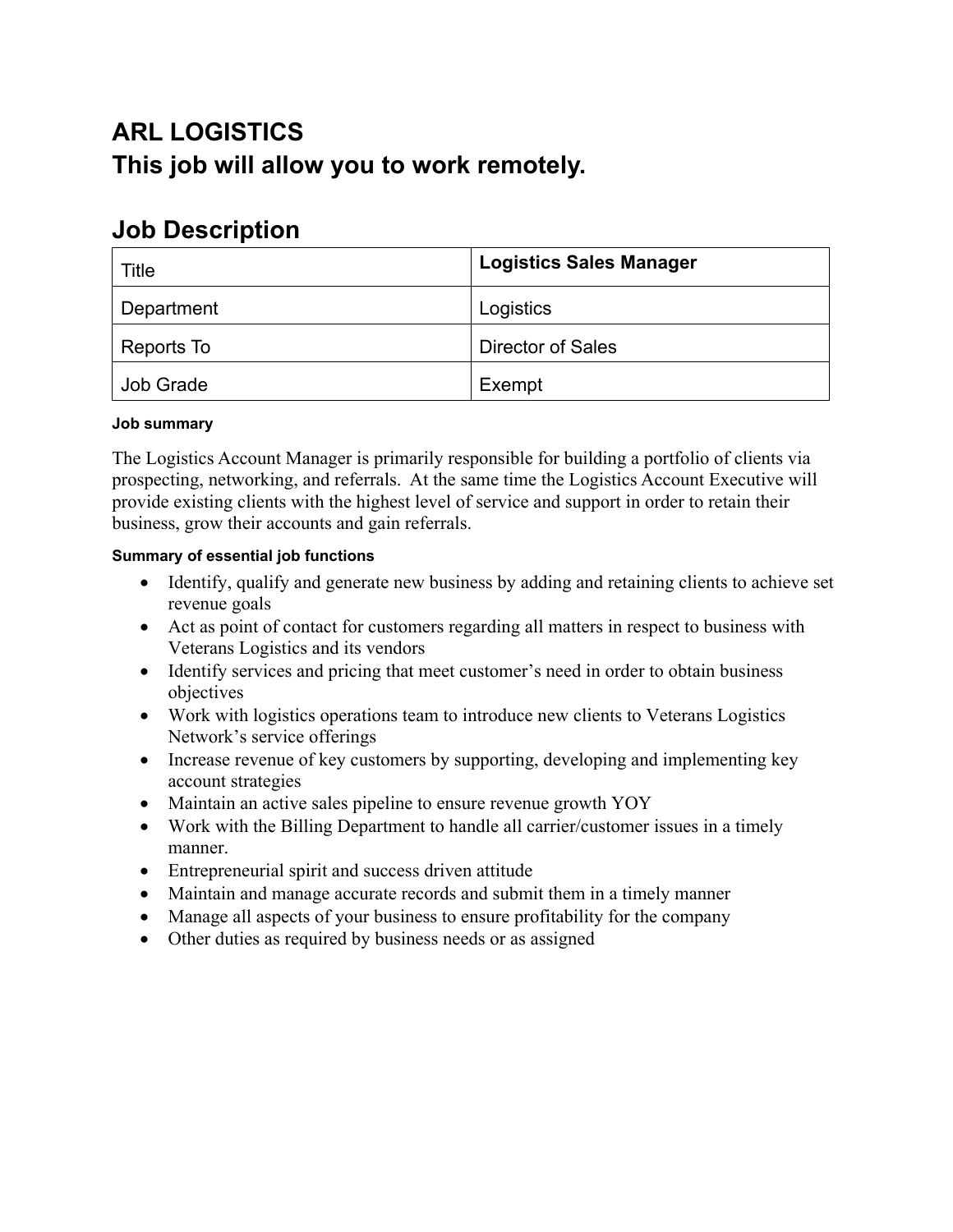# ARL LOGISTICS
# This job will allow you to work remotely.

## Job Description

| Title | **Logistics Sales Manager** |
|---|---|
| Department | Logistics |
| Reports To | Director of Sales |
| Job Grade | Exempt |

#### Job summary

The Logistics Account Manager is primarily responsible for building a portfolio of clients via prospecting, networking, and referrals. At the same time the Logistics Account Executive will provide existing clients with the highest level of service and support in order to retain their business, grow their accounts and gain referrals.

#### Summary of essential job functions

- Identify, qualify and generate new business by adding and retaining clients to achieve set revenue goals
- Act as point of contact for customers regarding all matters in respect to business with Veterans Logistics and its vendors
- Identify services and pricing that meet customer's need in order to obtain business objectives
- Work with logistics operations team to introduce new clients to Veterans Logistics Network's service offerings
- Increase revenue of key customers by supporting, developing and implementing key account strategies
- Maintain an active sales pipeline to ensure revenue growth YOY
- Work with the Billing Department to handle all carrier/customer issues in a timely manner.
- Entrepreneurial spirit and success driven attitude
- Maintain and manage accurate records and submit them in a timely manner
- Manage all aspects of your business to ensure profitability for the company
- Other duties as required by business needs or as assigned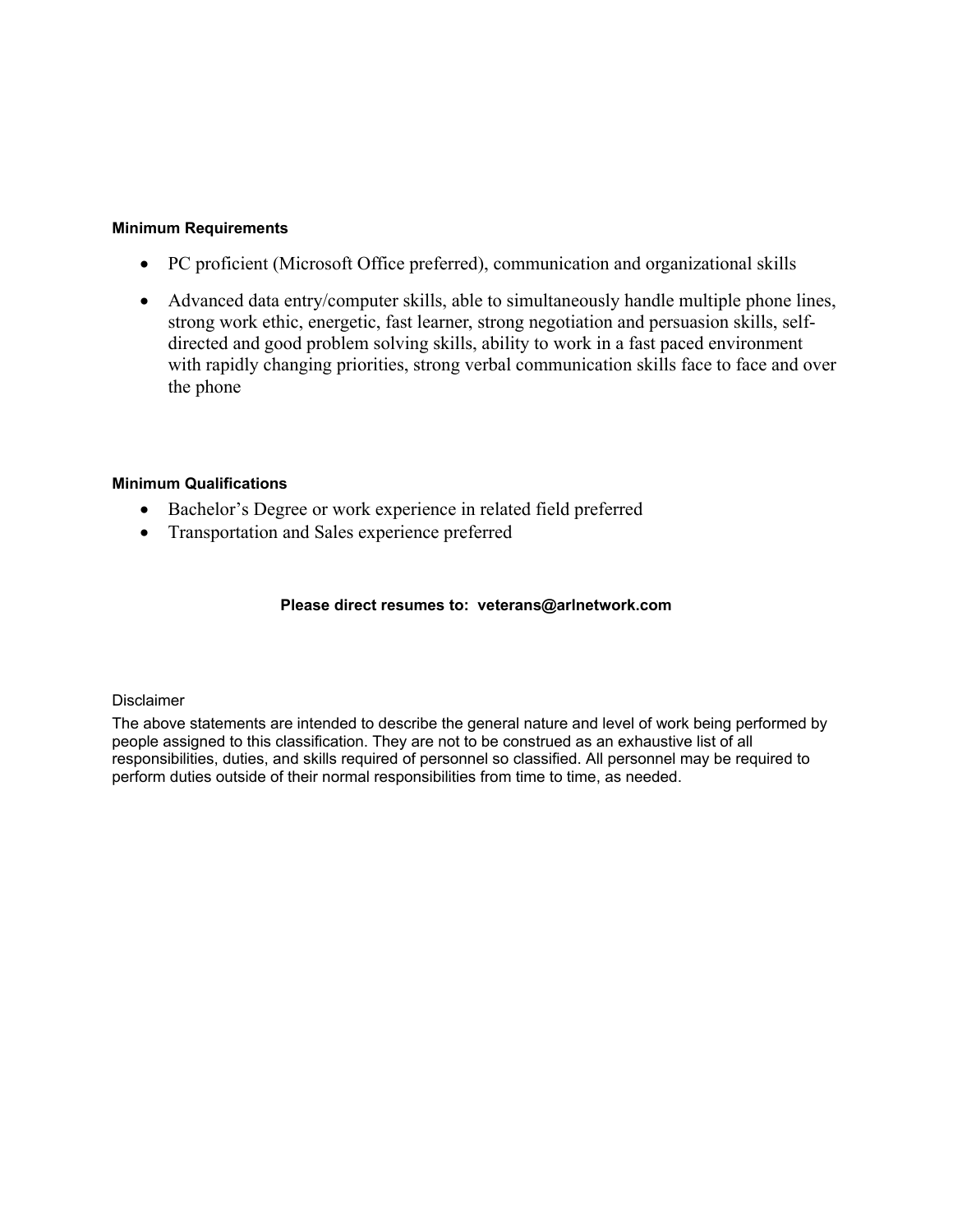**Minimum Requirements**

- PC proficient (Microsoft Office preferred), communication and organizational skills
- Advanced data entry/computer skills, able to simultaneously handle multiple phone lines, strong work ethic, energetic, fast learner, strong negotiation and persuasion skills, self-directed and good problem solving skills, ability to work in a fast paced environment with rapidly changing priorities, strong verbal communication skills face to face and over the phone

**Minimum Qualifications**

- Bachelor's Degree or work experience in related field preferred
- Transportation and Sales experience preferred

**Please direct resumes to: veterans@arlnetwork.com**

Disclaimer

The above statements are intended to describe the general nature and level of work being performed by people assigned to this classification. They are not to be construed as an exhaustive list of all responsibilities, duties, and skills required of personnel so classified. All personnel may be required to perform duties outside of their normal responsibilities from time to time, as needed.